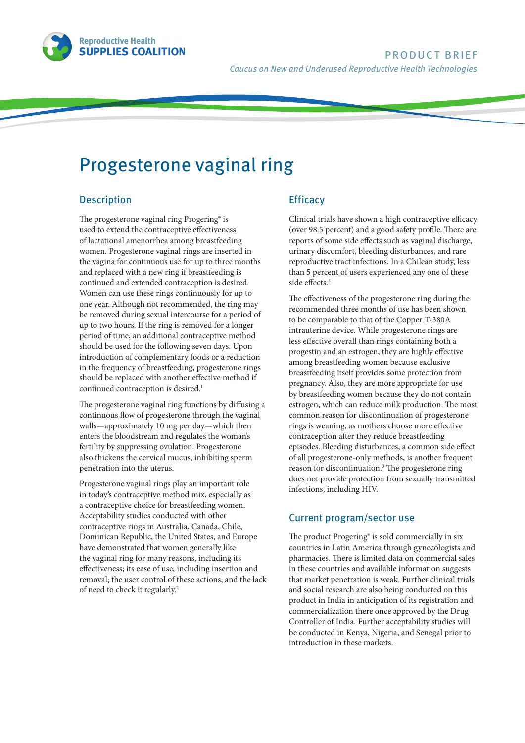Reproductive Health
**SUPPLIES COALITION**

PRODUCT BRIEF

*Caucus on New and Underused Reproductive Health Technologies*

# Progesterone vaginal ring

## Description

The progesterone vaginal ring Progering® is used to extend the contraceptive effectiveness of lactational amenorrhea among breastfeeding women. Progesterone vaginal rings are inserted in the vagina for continuous use for up to three months and replaced with a new ring if breastfeeding is continued and extended contraception is desired. Women can use these rings continuously for up to one year. Although not recommended, the ring may be removed during sexual intercourse for a period of up to two hours. If the ring is removed for a longer period of time, an additional contraceptive method should be used for the following seven days. Upon introduction of complementary foods or a reduction in the frequency of breastfeeding, progesterone rings should be replaced with another effective method if continued contraception is desired.[1]

The progesterone vaginal ring functions by diffusing a continuous flow of progesterone through the vaginal walls—approximately 10 mg per day—which then enters the bloodstream and regulates the woman's fertility by suppressing ovulation. Progesterone also thickens the cervical mucus, inhibiting sperm penetration into the uterus.

Progesterone vaginal rings play an important role in today's contraceptive method mix, especially as a contraceptive choice for breastfeeding women. Acceptability studies conducted with other contraceptive rings in Australia, Canada, Chile, Dominican Republic, the United States, and Europe have demonstrated that women generally like the vaginal ring for many reasons, including its effectiveness; its ease of use, including insertion and removal; the user control of these actions; and the lack of need to check it regularly.[2]

## Efficacy

Clinical trials have shown a high contraceptive efficacy (over 98.5 percent) and a good safety profile. There are reports of some side effects such as vaginal discharge, urinary discomfort, bleeding disturbances, and rare reproductive tract infections. In a Chilean study, less than 5 percent of users experienced any one of these side effects.[3]

The effectiveness of the progesterone ring during the recommended three months of use has been shown to be comparable to that of the Copper T-380A intrauterine device. While progesterone rings are less effective overall than rings containing both a progestin and an estrogen, they are highly effective among breastfeeding women because exclusive breastfeeding itself provides some protection from pregnancy. Also, they are more appropriate for use by breastfeeding women because they do not contain estrogen, which can reduce milk production. The most common reason for discontinuation of progesterone rings is weaning, as mothers choose more effective contraception after they reduce breastfeeding episodes. Bleeding disturbances, a common side effect of all progesterone-only methods, is another frequent reason for discontinuation.[3] The progesterone ring does not provide protection from sexually transmitted infections, including HIV.

## Current program/sector use

The product Progering® is sold commercially in six countries in Latin America through gynecologists and pharmacies. There is limited data on commercial sales in these countries and available information suggests that market penetration is weak. Further clinical trials and social research are also being conducted on this product in India in anticipation of its registration and commercialization there once approved by the Drug Controller of India. Further acceptability studies will be conducted in Kenya, Nigeria, and Senegal prior to introduction in these markets.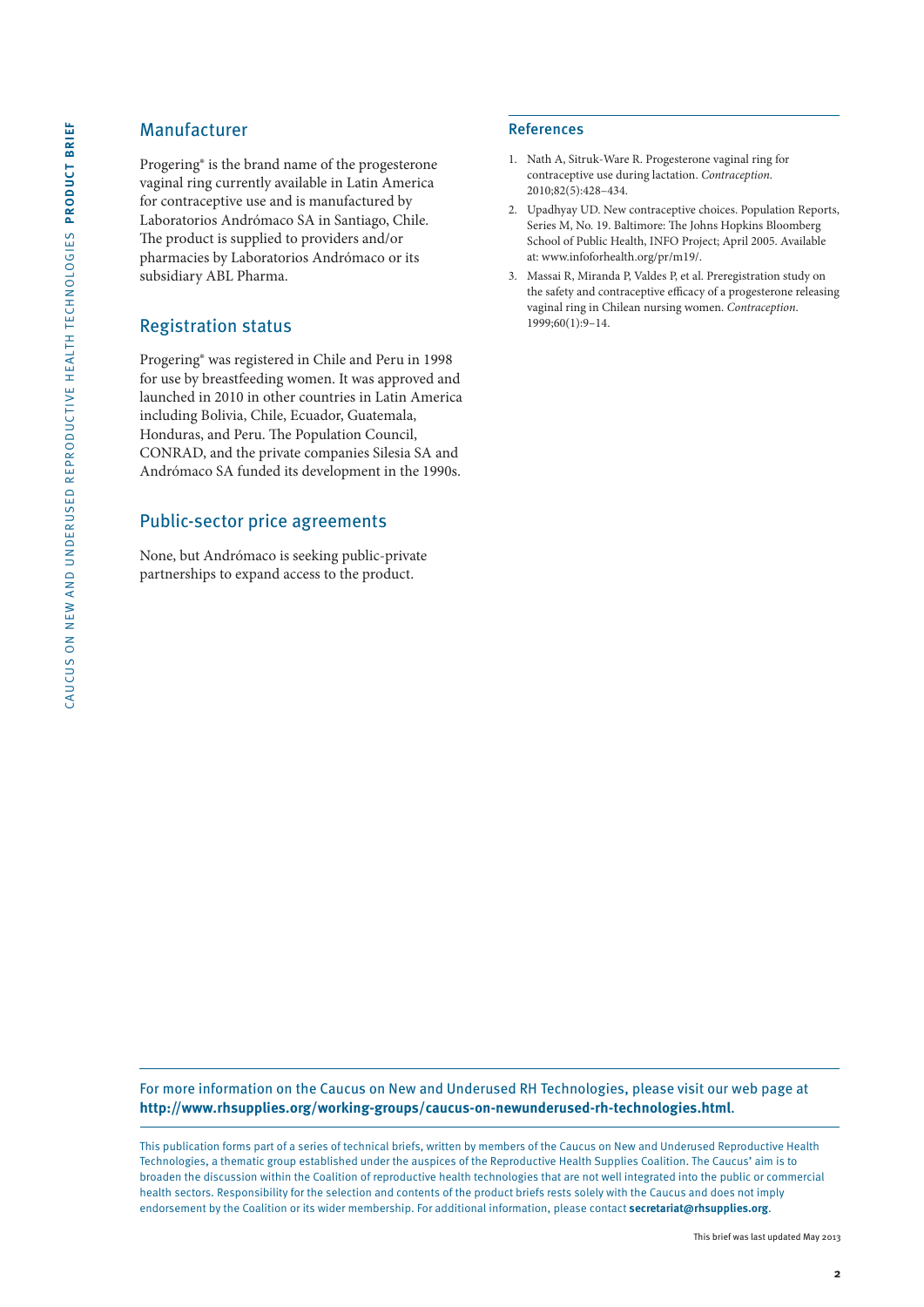## Manufacturer

Progering® is the brand name of the progesterone vaginal ring currently available in Latin America for contraceptive use and is manufactured by Laboratorios Andrómaco SA in Santiago, Chile. The product is supplied to providers and/or pharmacies by Laboratorios Andrómaco or its subsidiary ABL Pharma.

## Registration status

Progering® was registered in Chile and Peru in 1998 for use by breastfeeding women. It was approved and launched in 2010 in other countries in Latin America including Bolivia, Chile, Ecuador, Guatemala, Honduras, and Peru. The Population Council, CONRAD, and the private companies Silesia SA and Andrómaco SA funded its development in the 1990s.

## Public-sector price agreements

None, but Andrómaco is seeking public-private partnerships to expand access to the product.

## References

1. Nath A, Sitruk-Ware R. Progesterone vaginal ring for contraceptive use during lactation. *Contraception*. 2010;82(5):428–434.
2. Upadhyay UD. New contraceptive choices. Population Reports, Series M, No. 19. Baltimore: The Johns Hopkins Bloomberg School of Public Health, INFO Project; April 2005. Available at: www.infoforhealth.org/pr/m19/.
3. Massai R, Miranda P, Valdes P, et al. Preregistration study on the safety and contraceptive efficacy of a progesterone releasing vaginal ring in Chilean nursing women. *Contraception*. 1999;60(1):9–14.

For more information on the Caucus on New and Underused RH Technologies, please visit our web page at **http://www.rhsupplies.org/working-groups/caucus-on-newunderused-rh-technologies.html**.

This publication forms part of a series of technical briefs, written by members of the Caucus on New and Underused Reproductive Health Technologies, a thematic group established under the auspices of the Reproductive Health Supplies Coalition. The Caucus' aim is to broaden the discussion within the Coalition of reproductive health technologies that are not well integrated into the public or commercial health sectors. Responsibility for the selection and contents of the product briefs rests solely with the Caucus and does not imply endorsement by the Coalition or its wider membership. For additional information, please contact **secretariat@rhsupplies.org**.

This brief was last updated May 2013